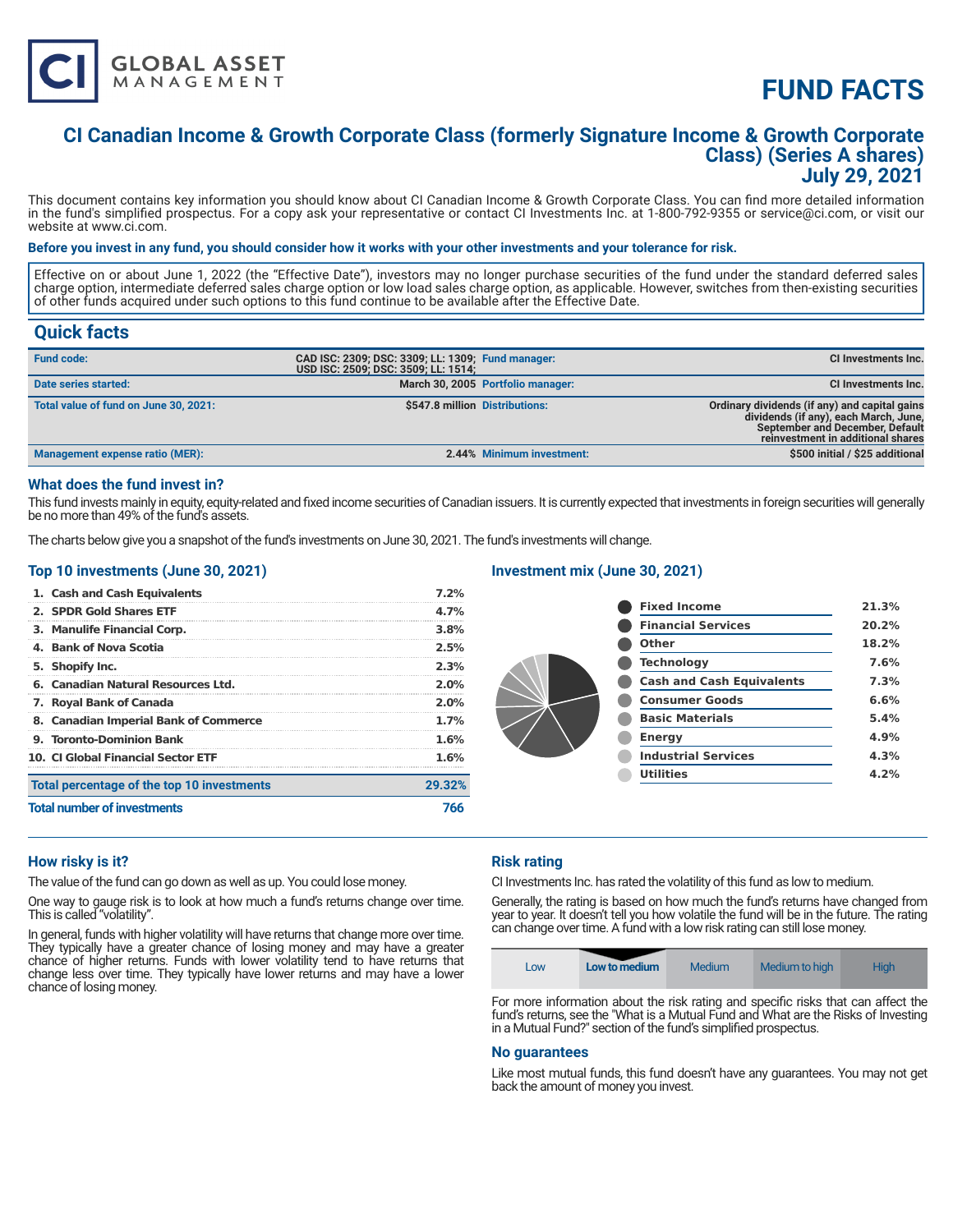# FUND FACTS

## CI Canadian Income & Growth Corporate Class (formerly Signature Income & Growth Corporate Class) (Series A shares)
## July 29, 2021

This document contains key information you should know about CI Canadian Income & Growth Corporate Class. You can find more detailed information in the fund's simplified prospectus. For a copy ask your representative or contact CI Investments Inc. at 1-800-792-9355 or service@ci.com, or visit our website at www.ci.com.

**Before you invest in any fund, you should consider how it works with your other investments and your tolerance for risk.**

Effective on or about June 1, 2022 (the "Effective Date"), investors may no longer purchase securities of the fund under the standard deferred sales charge option, intermediate deferred sales charge option or low load sales charge option, as applicable. However, switches from then-existing securities of other funds acquired under such options to this fund continue to be available after the Effective Date.

## Quick facts

| | | | |
|---|---|---|---|
| **Fund code:** | CAD ISC: 2309; DSC: 3309; LL: 1309; USD ISC: 2509; DSC: 3509; LL: 1514; | **Fund manager:** | CI Investments Inc. |
| **Date series started:** | March 30, 2005 | **Portfolio manager:** | CI Investments Inc. |
| **Total value of fund on June 30, 2021:** | $547.8 million | **Distributions:** | Ordinary dividends (if any) and capital gains dividends (if any), each March, June, September and December, Default reinvestment in additional shares |
| **Management expense ratio (MER):** | 2.44% | **Minimum investment:** | $500 initial / $25 additional |

### What does the fund invest in?

This fund invests mainly in equity, equity-related and fixed income securities of Canadian issuers. It is currently expected that investments in foreign securities will generally be no more than 49% of the fund's assets.

The charts below give you a snapshot of the fund's investments on June 30, 2021. The fund's investments will change.

### Top 10 investments (June 30, 2021)

| | |
|---|---|
| 1. Cash and Cash Equivalents | 7.2% |
| 2. SPDR Gold Shares ETF | 4.7% |
| 3. Manulife Financial Corp. | 3.8% |
| 4. Bank of Nova Scotia | 2.5% |
| 5. Shopify Inc. | 2.3% |
| 6. Canadian Natural Resources Ltd. | 2.0% |
| 7. Royal Bank of Canada | 2.0% |
| 8. Canadian Imperial Bank of Commerce | 1.7% |
| 9. Toronto-Dominion Bank | 1.6% |
| 10. CI Global Financial Sector ETF | 1.6% |
| **Total percentage of the top 10 investments** | **29.32%** |
| **Total number of investments** | **766** |

### Investment mix (June 30, 2021)

| | |
|---|---|
| Fixed Income | 21.3% |
| Financial Services | 20.2% |
| Other | 18.2% |
| Technology | 7.6% |
| Cash and Cash Equivalents | 7.3% |
| Consumer Goods | 6.6% |
| Basic Materials | 5.4% |
| Energy | 4.9% |
| Industrial Services | 4.3% |
| Utilities | 4.2% |

### How risky is it?

The value of the fund can go down as well as up. You could lose money.

One way to gauge risk is to look at how much a fund's returns change over time. This is called "volatility".

In general, funds with higher volatility will have returns that change more over time. They typically have a greater chance of losing money and may have a greater chance of higher returns. Funds with lower volatility tend to have returns that change less over time. They typically have lower returns and may have a lower chance of losing money.

### Risk rating

CI Investments Inc. has rated the volatility of this fund as low to medium.

Generally, the rating is based on how much the fund's returns have changed from year to year. It doesn't tell you how volatile the fund will be in the future. The rating can change over time. A fund with a low risk rating can still lose money.

| Low | **Low to medium** | Medium | Medium to high | High |
|---|---|---|---|---|

For more information about the risk rating and specific risks that can affect the fund's returns, see the "What is a Mutual Fund and What are the Risks of Investing in a Mutual Fund?" section of the fund's simplified prospectus.

### No guarantees

Like most mutual funds, this fund doesn't have any guarantees. You may not get back the amount of money you invest.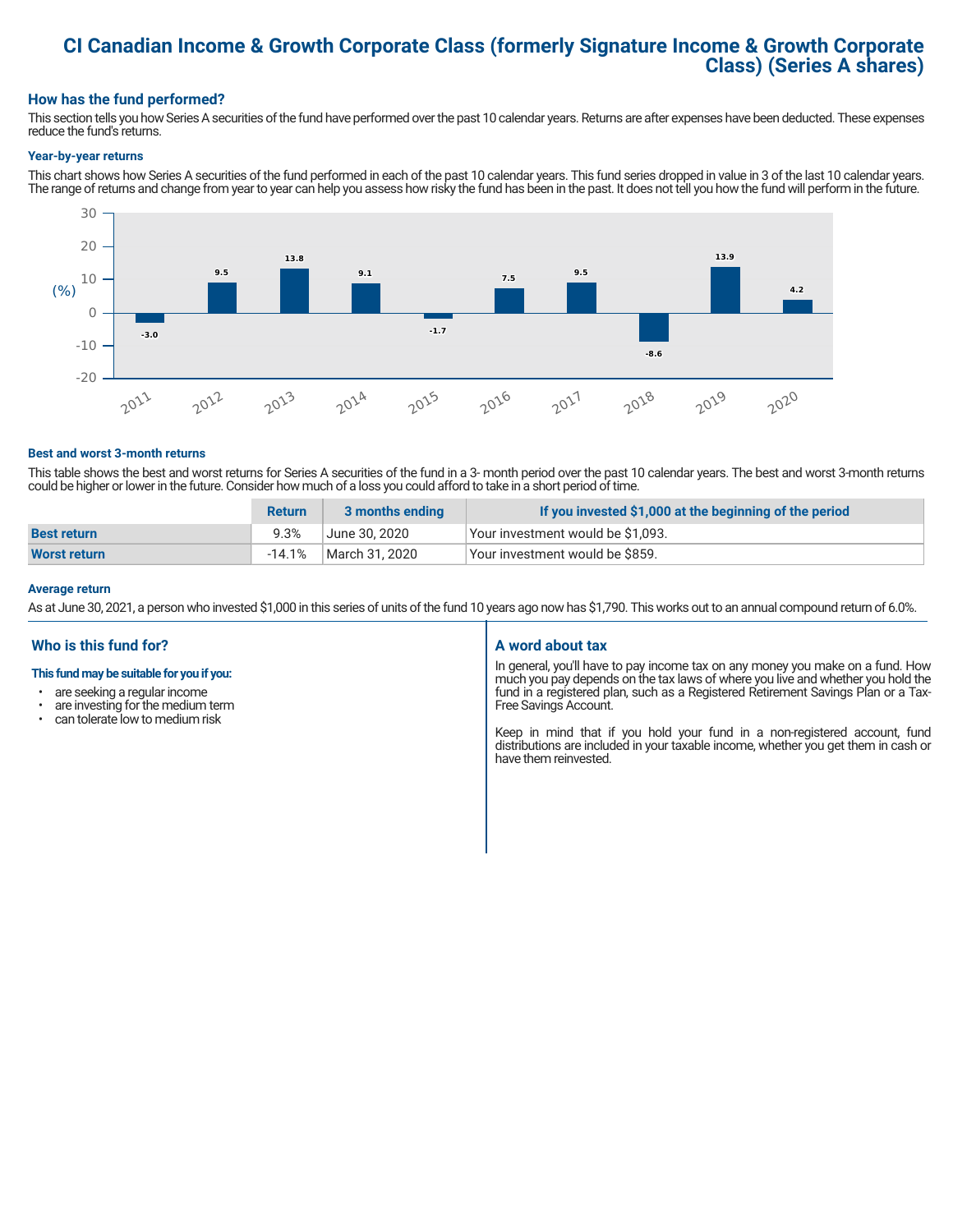# CI Canadian Income & Growth Corporate Class (formerly Signature Income & Growth Corporate Class) (Series A shares)

## How has the fund performed?

This section tells you how Series A securities of the fund have performed over the past 10 calendar years. Returns are after expenses have been deducted. These expenses reduce the fund's returns.

### Year-by-year returns

This chart shows how Series A securities of the fund performed in each of the past 10 calendar years. This fund series dropped in value in 3 of the last 10 calendar years. The range of returns and change from year to year can help you assess how risky the fund has been in the past. It does not tell you how the fund will perform in the future.

| Year | 2011 | 2012 | 2013 | 2014 | 2015 | 2016 | 2017 | 2018 | 2019 | 2020 |
|---|---|---|---|---|---|---|---|---|---|---|
| Return (%) | -3.0 | 9.5 | 13.8 | 9.1 | -1.7 | 7.5 | 9.5 | -8.6 | 13.9 | 4.2 |

### Best and worst 3-month returns

This table shows the best and worst returns for Series A securities of the fund in a 3- month period over the past 10 calendar years. The best and worst 3-month returns could be higher or lower in the future. Consider how much of a loss you could afford to take in a short period of time.

| | Return | 3 months ending | If you invested $1,000 at the beginning of the period |
|---|---|---|---|
| **Best return** | 9.3% | June 30, 2020 | Your investment would be $1,093. |
| **Worst return** | -14.1% | March 31, 2020 | Your investment would be $859. |

### Average return

As at June 30, 2021, a person who invested $1,000 in this series of units of the fund 10 years ago now has $1,790. This works out to an annual compound return of 6.0%.

## Who is this fund for?

**This fund may be suitable for you if you:**

- are seeking a regular income
- are investing for the medium term
- can tolerate low to medium risk

## A word about tax

In general, you'll have to pay income tax on any money you make on a fund. How much you pay depends on the tax laws of where you live and whether you hold the fund in a registered plan, such as a Registered Retirement Savings Plan or a Tax-Free Savings Account.

Keep in mind that if you hold your fund in a non-registered account, fund distributions are included in your taxable income, whether you get them in cash or have them reinvested.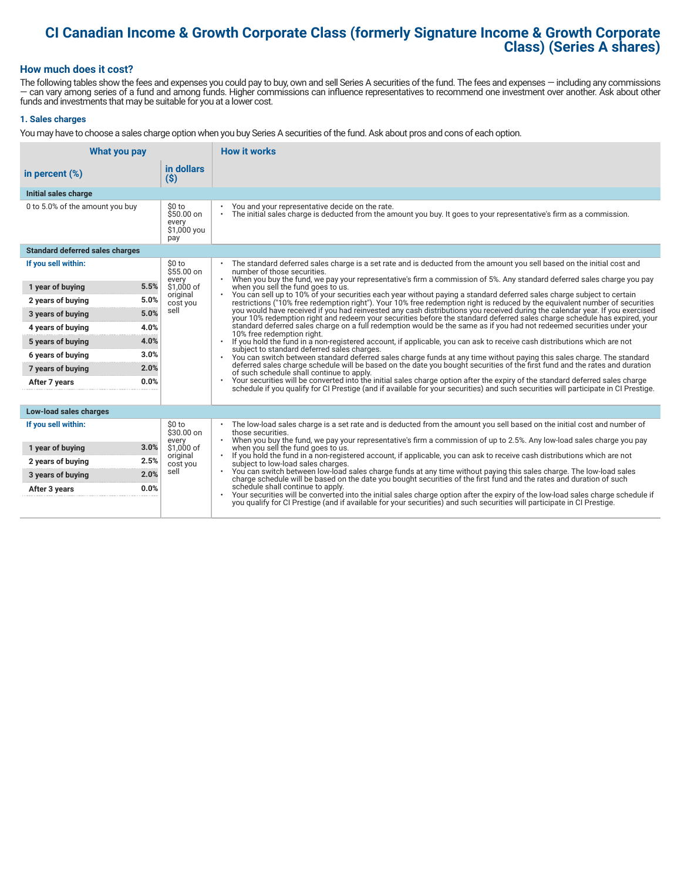# CI Canadian Income & Growth Corporate Class (formerly Signature Income & Growth Corporate Class) (Series A shares)

## How much does it cost?

The following tables show the fees and expenses you could pay to buy, own and sell Series A securities of the fund. The fees and expenses — including any commissions — can vary among series of a fund and among funds. Higher commissions can influence representatives to recommend one investment over another. Ask about other funds and investments that may be suitable for you at a lower cost.

### 1. Sales charges

You may have to choose a sales charge option when you buy Series A securities of the fund. Ask about pros and cons of each option.

| What you pay | | | How it works |
|---|---|---|---|
| in percent (%) | | in dollars ($) | |
| **Initial sales charge** | | | |
| 0 to 5.0% of the amount you buy | | $0 to $50.00 on every $1,000 you pay | • You and your representative decide on the rate.<br>• The initial sales charge is deducted from the amount you buy. It goes to your representative's firm as a commission. |
| **Standard deferred sales charges** | | | |
| If you sell within: | | $0 to $55.00 on every $1,000 of original cost you sell | • The standard deferred sales charge is a set rate and is deducted from the amount you sell based on the initial cost and number of those securities.<br>• When you buy the fund, we pay your representative's firm a commission of 5%. Any standard deferred sales charge you pay when you sell the fund goes to us.<br>• You can sell up to 10% of your securities each year without paying a standard deferred sales charge subject to certain restrictions ("10% free redemption right"). Your 10% free redemption right is reduced by the equivalent number of securities you would have received if you had reinvested any cash distributions you received during the calendar year. If you exercised your 10% redemption right and redeem your securities before the standard deferred sales charge schedule has expired, your standard deferred sales charge on a full redemption would be the same as if you had not redeemed securities under your 10% free redemption right.<br>• If you hold the fund in a non-registered account, if applicable, you can ask to receive cash distributions which are not subject to standard deferred sales charges.<br>• You can switch between standard deferred sales charge funds at any time without paying this sales charge. The standard deferred sales charge schedule will be based on the date you bought securities of the first fund and the rates and duration of such schedule shall continue to apply.<br>• Your securities will be converted into the initial sales charge option after the expiry of the standard deferred sales charge schedule if you qualify for CI Prestige (and if available for your securities) and such securities will participate in CI Prestige. |
| 1 year of buying | 5.5% | | |
| 2 years of buying | 5.0% | | |
| 3 years of buying | 5.0% | | |
| 4 years of buying | 4.0% | | |
| 5 years of buying | 4.0% | | |
| 6 years of buying | 3.0% | | |
| 7 years of buying | 2.0% | | |
| After 7 years | 0.0% | | |
| **Low-load sales charges** | | | |
| If you sell within: | | $0 to $30.00 on every $1,000 of original cost you sell | • The low-load sales charge is a set rate and is deducted from the amount you sell based on the initial cost and number of those securities.<br>• When you buy the fund, we pay your representative's firm a commission of up to 2.5%. Any low-load sales charge you pay when you sell the fund goes to us.<br>• If you hold the fund in a non-registered account, if applicable, you can ask to receive cash distributions which are not subject to low-load sales charges.<br>• You can switch between low-load sales charge funds at any time without paying this sales charge. The low-load sales charge schedule will be based on the date you bought securities of the first fund and the rates and duration of such schedule shall continue to apply.<br>• Your securities will be converted into the initial sales charge option after the expiry of the low-load sales charge schedule if you qualify for CI Prestige (and if available for your securities) and such securities will participate in CI Prestige. |
| 1 year of buying | 3.0% | | |
| 2 years of buying | 2.5% | | |
| 3 years of buying | 2.0% | | |
| After 3 years | 0.0% | | |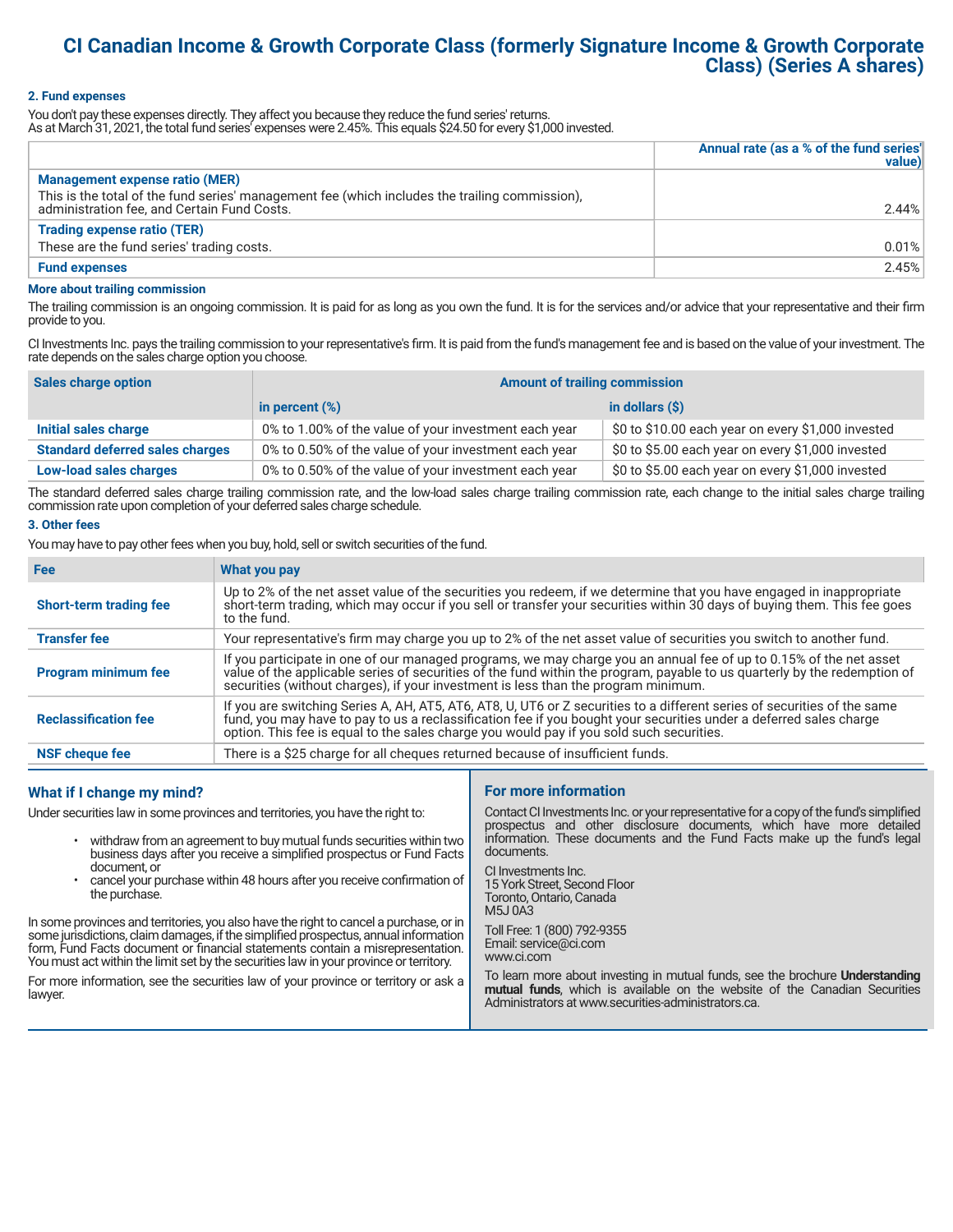# CI Canadian Income & Growth Corporate Class (formerly Signature Income & Growth Corporate Class) (Series A shares)

### 2. Fund expenses

You don't pay these expenses directly. They affect you because they reduce the fund series' returns.
As at March 31, 2021, the total fund series' expenses were 2.45%. This equals $24.50 for every $1,000 invested.

| | Annual rate (as a % of the fund series' value) |
|---|---|
| **Management expense ratio (MER)**<br>This is the total of the fund series' management fee (which includes the trailing commission), administration fee, and Certain Fund Costs. | 2.44% |
| **Trading expense ratio (TER)**<br>These are the fund series' trading costs. | 0.01% |
| **Fund expenses** | 2.45% |

#### More about trailing commission

The trailing commission is an ongoing commission. It is paid for as long as you own the fund. It is for the services and/or advice that your representative and their firm provide to you.

CI Investments Inc. pays the trailing commission to your representative's firm. It is paid from the fund's management fee and is based on the value of your investment. The rate depends on the sales charge option you choose.

| Sales charge option | Amount of trailing commission | |
|---|---|---|
| | in percent (%) | in dollars ($) |
| Initial sales charge | 0% to 1.00% of the value of your investment each year | $0 to $10.00 each year on every $1,000 invested |
| Standard deferred sales charges | 0% to 0.50% of the value of your investment each year | $0 to $5.00 each year on every $1,000 invested |
| Low-load sales charges | 0% to 0.50% of the value of your investment each year | $0 to $5.00 each year on every $1,000 invested |

The standard deferred sales charge trailing commission rate, and the low-load sales charge trailing commission rate, each change to the initial sales charge trailing commission rate upon completion of your deferred sales charge schedule.

### 3. Other fees

You may have to pay other fees when you buy, hold, sell or switch securities of the fund.

| Fee | What you pay |
|---|---|
| Short-term trading fee | Up to 2% of the net asset value of the securities you redeem, if we determine that you have engaged in inappropriate short-term trading, which may occur if you sell or transfer your securities within 30 days of buying them. This fee goes to the fund. |
| Transfer fee | Your representative's firm may charge you up to 2% of the net asset value of securities you switch to another fund. |
| Program minimum fee | If you participate in one of our managed programs, we may charge you an annual fee of up to 0.15% of the net asset value of the applicable series of securities of the fund within the program, payable to us quarterly by the redemption of securities (without charges), if your investment is less than the program minimum. |
| Reclassification fee | If you are switching Series A, AH, AT5, AT6, AT8, U, UT6 or Z securities to a different series of securities of the same fund, you may have to pay to us a reclassification fee if you bought your securities under a deferred sales charge option. This fee is equal to the sales charge you would pay if you sold such securities. |
| NSF cheque fee | There is a $25 charge for all cheques returned because of insufficient funds. |

## What if I change my mind?

Under securities law in some provinces and territories, you have the right to:

- withdraw from an agreement to buy mutual funds securities within two business days after you receive a simplified prospectus or Fund Facts document, or
- cancel your purchase within 48 hours after you receive confirmation of the purchase.

In some provinces and territories, you also have the right to cancel a purchase, or in some jurisdictions, claim damages, if the simplified prospectus, annual information form, Fund Facts document or financial statements contain a misrepresentation. You must act within the limit set by the securities law in your province or territory.

For more information, see the securities law of your province or territory or ask a lawyer.

## For more information

Contact CI Investments Inc. or your representative for a copy of the fund's simplified prospectus and other disclosure documents, which have more detailed information. These documents and the Fund Facts make up the fund's legal documents.

CI Investments Inc.
15 York Street, Second Floor
Toronto, Ontario, Canada
M5J 0A3

Toll Free: 1 (800) 792-9355
Email: service@ci.com
www.ci.com

To learn more about investing in mutual funds, see the brochure **Understanding mutual funds**, which is available on the website of the Canadian Securities Administrators at www.securities-administrators.ca.